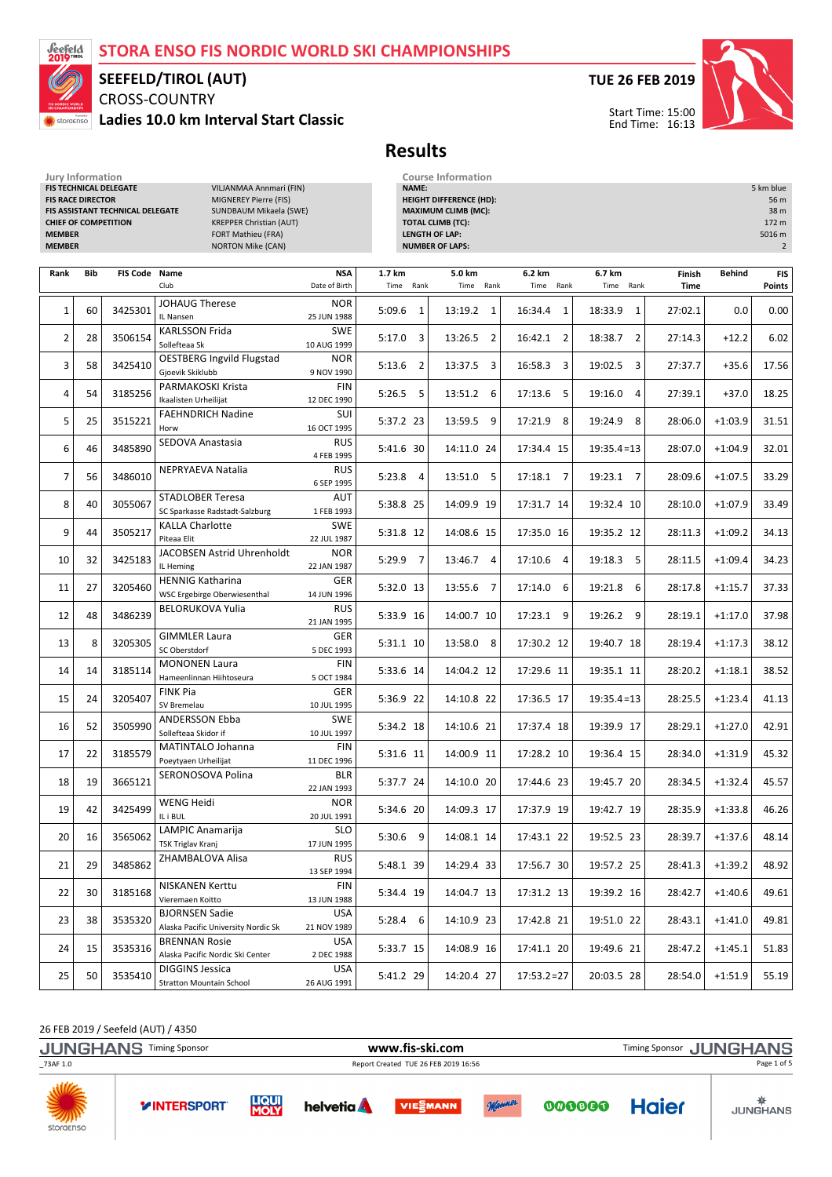# STORA ENSO FIS NORDIC WORLD SKI CHAMPIONSHIPS

## SEEFELD/TIROL (AUT)

CROSS-COUNTRY

**Ladies 10.0 km Interval Start Classic**

**TUE 26 FEB 2019**

Start Time: 15:00
End Time: 16:13

# Results

**Jury Information**

| | |
|---|---|
| FIS TECHNICAL DELEGATE | VILJANMAA Annmari (FIN) |
| FIS RACE DIRECTOR | MIGNEREY Pierre (FIS) |
| FIS ASSISTANT TECHNICAL DELEGATE | SUNDBAUM Mikaela (SWE) |
| CHIEF OF COMPETITION | KREPPER Christian (AUT) |
| MEMBER | FORT Mathieu (FRA) |
| MEMBER | NORTON Mike (CAN) |

**Course Information**

| | |
|---|---|
| NAME: | 5 km blue |
| HEIGHT DIFFERENCE (HD): | 56 m |
| MAXIMUM CLIMB (MC): | 38 m |
| TOTAL CLIMB (TC): | 172 m |
| LENGTH OF LAP: | 5016 m |
| NUMBER OF LAPS: | 2 |

| Rank | Bib | FIS Code | Name / Club | NSA / Date of Birth | 1.7 km Time | Rank | 5.0 km Time | Rank | 6.2 km Time | Rank | 6.7 km Time | Rank | Finish Time | Behind | FIS Points |
|---|---|---|---|---|---|---|---|---|---|---|---|---|---|---|---|
| 1 | 60 | 3425301 | JOHAUG Therese / IL Nansen | NOR / 25 JUN 1988 | 5:09.6 | 1 | 13:19.2 | 1 | 16:34.4 | 1 | 18:33.9 | 1 | 27:02.1 | 0.0 | 0.00 |
| 2 | 28 | 3506154 | KARLSSON Frida / Sollefteaa Sk | SWE / 10 AUG 1999 | 5:17.0 | 3 | 13:26.5 | 2 | 16:42.1 | 2 | 18:38.7 | 2 | 27:14.3 | +12.2 | 6.02 |
| 3 | 58 | 3425410 | OESTBERG Ingvild Flugstad / Gjoevik Skiklubb | NOR / 9 NOV 1990 | 5:13.6 | 2 | 13:37.5 | 3 | 16:58.3 | 3 | 19:02.5 | 3 | 27:37.7 | +35.6 | 17.56 |
| 4 | 54 | 3185256 | PARMAKOSKI Krista / Ikaalisten Urheilijat | FIN / 12 DEC 1990 | 5:26.5 | 5 | 13:51.2 | 6 | 17:13.6 | 5 | 19:16.0 | 4 | 27:39.1 | +37.0 | 18.25 |
| 5 | 25 | 3515221 | FAEHNDRICH Nadine / Horw | SUI / 16 OCT 1995 | 5:37.2 | 23 | 13:59.5 | 9 | 17:21.9 | 8 | 19:24.9 | 8 | 28:06.0 | +1:03.9 | 31.51 |
| 6 | 46 | 3485890 | SEDOVA Anastasia | RUS / 4 FEB 1995 | 5:41.6 | 30 | 14:11.0 | 24 | 17:34.4 | 15 | 19:35.4 | =13 | 28:07.0 | +1:04.9 | 32.01 |
| 7 | 56 | 3486010 | NEPRYAEVA Natalia | RUS / 6 SEP 1995 | 5:23.8 | 4 | 13:51.0 | 5 | 17:18.1 | 7 | 19:23.1 | 7 | 28:09.6 | +1:07.5 | 33.29 |
| 8 | 40 | 3055067 | STADLOBER Teresa / SC Sparkasse Radstadt-Salzburg | AUT / 1 FEB 1993 | 5:38.8 | 25 | 14:09.9 | 19 | 17:31.7 | 14 | 19:32.4 | 10 | 28:10.0 | +1:07.9 | 33.49 |
| 9 | 44 | 3505217 | KALLA Charlotte / Piteaa Elit | SWE / 22 JUL 1987 | 5:31.8 | 12 | 14:08.6 | 15 | 17:35.0 | 16 | 19:35.2 | 12 | 28:11.3 | +1:09.2 | 34.13 |
| 10 | 32 | 3425183 | JACOBSEN Astrid Uhrenholdt / IL Heming | NOR / 22 JAN 1987 | 5:29.9 | 7 | 13:46.7 | 4 | 17:10.6 | 4 | 19:18.3 | 5 | 28:11.5 | +1:09.4 | 34.23 |
| 11 | 27 | 3205460 | HENNIG Katharina / WSC Ergebirge Oberwiesenthal | GER / 14 JUN 1996 | 5:32.0 | 13 | 13:55.6 | 7 | 17:14.0 | 6 | 19:21.8 | 6 | 28:17.8 | +1:15.7 | 37.33 |
| 12 | 48 | 3486239 | BELORUKOVA Yulia | RUS / 21 JAN 1995 | 5:33.9 | 16 | 14:00.7 | 10 | 17:23.1 | 9 | 19:26.2 | 9 | 28:19.1 | +1:17.0 | 37.98 |
| 13 | 8 | 3205305 | GIMMLER Laura / SC Oberstdorf | GER / 5 DEC 1993 | 5:31.1 | 10 | 13:58.0 | 8 | 17:30.2 | 12 | 19:40.7 | 18 | 28:19.4 | +1:17.3 | 38.12 |
| 14 | 14 | 3185114 | MONONEN Laura / Hameenlinnan Hiihtoseura | FIN / 5 OCT 1984 | 5:33.6 | 14 | 14:04.2 | 12 | 17:29.6 | 11 | 19:35.1 | 11 | 28:20.2 | +1:18.1 | 38.52 |
| 15 | 24 | 3205407 | FINK Pia / SV Bremelau | GER / 10 JUL 1995 | 5:36.9 | 22 | 14:10.8 | 22 | 17:36.5 | 17 | 19:35.4 | =13 | 28:25.5 | +1:23.4 | 41.13 |
| 16 | 52 | 3505990 | ANDERSSON Ebba / Sollefteaa Skidor if | SWE / 10 JUL 1997 | 5:34.2 | 18 | 14:10.6 | 21 | 17:37.4 | 18 | 19:39.9 | 17 | 28:29.1 | +1:27.0 | 42.91 |
| 17 | 22 | 3185579 | MATINTALO Johanna / Poeytyaen Urheilijat | FIN / 11 DEC 1996 | 5:31.6 | 11 | 14:00.9 | 11 | 17:28.2 | 10 | 19:36.4 | 15 | 28:34.0 | +1:31.9 | 45.32 |
| 18 | 19 | 3665121 | SERONOSOVA Polina | BLR / 22 JAN 1993 | 5:37.7 | 24 | 14:10.0 | 20 | 17:44.6 | 23 | 19:45.7 | 20 | 28:34.5 | +1:32.4 | 45.57 |
| 19 | 42 | 3425499 | WENG Heidi / IL i BUL | NOR / 20 JUL 1991 | 5:34.6 | 20 | 14:09.3 | 17 | 17:37.9 | 19 | 19:42.7 | 19 | 28:35.9 | +1:33.8 | 46.26 |
| 20 | 16 | 3565062 | LAMPIC Anamarija / TSK Triglav Kranj | SLO / 17 JUN 1995 | 5:30.6 | 9 | 14:08.1 | 14 | 17:43.1 | 22 | 19:52.5 | 23 | 28:39.7 | +1:37.6 | 48.14 |
| 21 | 29 | 3485862 | ZHAMBALOVA Alisa | RUS / 13 SEP 1994 | 5:48.1 | 39 | 14:29.4 | 33 | 17:56.7 | 30 | 19:57.2 | 25 | 28:41.3 | +1:39.2 | 48.92 |
| 22 | 30 | 3185168 | NISKANEN Kerttu / Vieremaen Koitto | FIN / 13 JUN 1988 | 5:34.4 | 19 | 14:04.7 | 13 | 17:31.2 | 13 | 19:39.2 | 16 | 28:42.7 | +1:40.6 | 49.61 |
| 23 | 38 | 3535320 | BJORNSEN Sadie / Alaska Pacific University Nordic Sk | USA / 21 NOV 1989 | 5:28.4 | 6 | 14:10.9 | 23 | 17:42.8 | 21 | 19:51.0 | 22 | 28:43.1 | +1:41.0 | 49.81 |
| 24 | 15 | 3535316 | BRENNAN Rosie / Alaska Pacific Nordic Ski Center | USA / 2 DEC 1988 | 5:33.7 | 15 | 14:08.9 | 16 | 17:41.1 | 20 | 19:49.6 | 21 | 28:47.2 | +1:45.1 | 51.83 |
| 25 | 50 | 3535410 | DIGGINS Jessica / Stratton Mountain School | USA / 26 AUG 1991 | 5:41.2 | 29 | 14:20.4 | 27 | 17:53.2 | =27 | 20:03.5 | 28 | 28:54.0 | +1:51.9 | 55.19 |

26 FEB 2019 / Seefeld (AUT) / 4350

JUNGHANS Timing Sponsor www.fis-ski.com Timing Sponsor JUNGHANS

_73AF 1.0 Report Created TUE 26 FEB 2019 16:56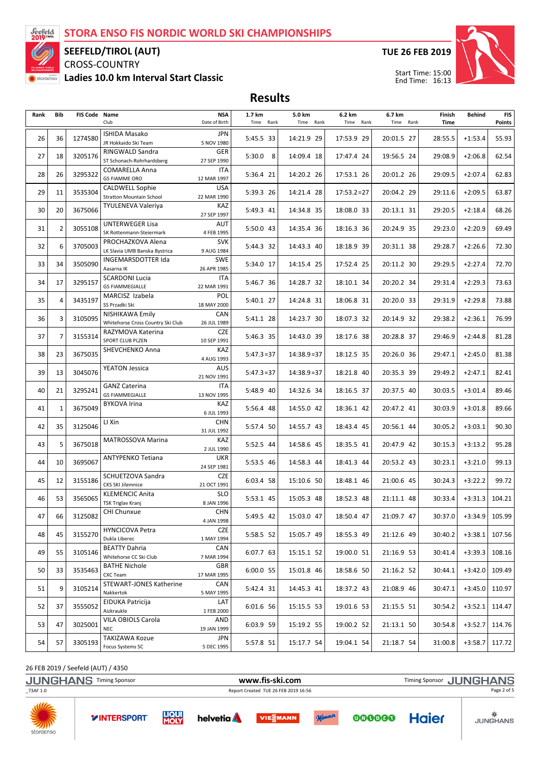# STORA ENSO FIS NORDIC WORLD SKI CHAMPIONSHIPS

## SEEFELD/TIROL (AUT)

CROSS-COUNTRY

**Ladies 10.0 km Interval Start Classic**

**TUE 26 FEB 2019**

Start Time: 15:00
End Time: 16:13

## Results

| Rank | Bib | FIS Code | Name / Club | NSA / Date of Birth | 1.7 km Time Rank | 5.0 km Time Rank | 6.2 km Time Rank | 6.7 km Time Rank | Finish Time | Behind | FIS Points |
|---|---|---|---|---|---|---|---|---|---|---|---|
| 26 | 36 | 1274580 | ISHIDA Masako / JR Hokkaido Ski Team | JPN / 5 NOV 1980 | 5:45.5 33 | 14:21.9 29 | 17:53.9 29 | 20:01.5 27 | 28:55.5 | +1:53.4 | 55.93 |
| 27 | 18 | 3205176 | RINGWALD Sandra / ST Schonach-Rohrhardsberg | GER / 27 SEP 1990 | 5:30.0 8 | 14:09.4 18 | 17:47.4 24 | 19:56.5 24 | 29:08.9 | +2:06.8 | 62.54 |
| 28 | 26 | 3295322 | COMARELLA Anna / GS FIAMME ORO | ITA / 12 MAR 1997 | 5:36.4 21 | 14:20.2 26 | 17:53.1 26 | 20:01.2 26 | 29:09.5 | +2:07.4 | 62.83 |
| 29 | 11 | 3535304 | CALDWELL Sophie / Stratton Mountain School | USA / 22 MAR 1990 | 5:39.3 26 | 14:21.4 28 | 17:53.2 =27 | 20:04.2 29 | 29:11.6 | +2:09.5 | 63.87 |
| 30 | 20 | 3675066 | TYULENEVA Valeriya | KAZ / 27 SEP 1997 | 5:49.3 41 | 14:34.8 35 | 18:08.0 33 | 20:13.1 31 | 29:20.5 | +2:18.4 | 68.26 |
| 31 | 2 | 3055108 | UNTERWEGER Lisa / SK Rottenmann-Steiermark | AUT / 4 FEB 1995 | 5:50.0 43 | 14:35.4 36 | 18:16.3 36 | 20:24.9 35 | 29:23.0 | +2:20.9 | 69.49 |
| 32 | 6 | 3705003 | PROCHAZKOVA Alena / LK Slavia UMB Banska Bystrica | SVK / 9 AUG 1984 | 5:44.3 32 | 14:43.3 40 | 18:18.9 39 | 20:31.1 38 | 29:28.7 | +2:26.6 | 72.30 |
| 33 | 34 | 3505090 | INGEMARSDOTTER Ida / Aasarna IK | SWE / 26 APR 1985 | 5:34.0 17 | 14:15.4 25 | 17:52.4 25 | 20:11.2 30 | 29:29.5 | +2:27.4 | 72.70 |
| 34 | 17 | 3295157 | SCARDONI Lucia / GS FIAMMEGIALLE | ITA / 22 MAR 1991 | 5:46.7 36 | 14:28.7 32 | 18:10.1 34 | 20:20.2 34 | 29:31.4 | +2:29.3 | 73.63 |
| 35 | 4 | 3435197 | MARCISZ Izabela / SS Przadki Ski | POL / 18 MAY 2000 | 5:40.1 27 | 14:24.8 31 | 18:06.8 31 | 20:20.0 33 | 29:31.9 | +2:29.8 | 73.88 |
| 36 | 3 | 3105095 | NISHIKAWA Emily / Whitehorse Cross Country Ski Club | CAN / 26 JUL 1989 | 5:41.1 28 | 14:23.7 30 | 18:07.3 32 | 20:14.9 32 | 29:38.2 | +2:36.1 | 76.99 |
| 37 | 7 | 3155314 | RAZYMOVA Katerina / SPORT CLUB PLZEN | CZE / 10 SEP 1991 | 5:46.3 35 | 14:43.0 39 | 18:17.6 38 | 20:28.8 37 | 29:46.9 | +2:44.8 | 81.28 |
| 38 | 23 | 3675035 | SHEVCHENKO Anna | KAZ / 4 AUG 1993 | 5:47.3 =37 | 14:38.9 =37 | 18:12.5 35 | 20:26.0 36 | 29:47.1 | +2:45.0 | 81.38 |
| 39 | 13 | 3045076 | YEATON Jessica | AUS / 21 NOV 1991 | 5:47.3 =37 | 14:38.9 =37 | 18:21.8 40 | 20:35.3 39 | 29:49.2 | +2:47.1 | 82.41 |
| 40 | 21 | 3295241 | GANZ Caterina / GS FIAMMEGIALLE | ITA / 13 NOV 1995 | 5:48.9 40 | 14:32.6 34 | 18:16.5 37 | 20:37.5 40 | 30:03.5 | +3:01.4 | 89.46 |
| 41 | 1 | 3675049 | BYKOVA Irina | KAZ / 6 JUL 1993 | 5:56.4 48 | 14:55.0 42 | 18:36.1 42 | 20:47.2 41 | 30:03.9 | +3:01.8 | 89.66 |
| 42 | 35 | 3125046 | LI Xin | CHN / 31 JUL 1992 | 5:57.4 50 | 14:55.7 43 | 18:43.4 45 | 20:56.1 44 | 30:05.2 | +3:03.1 | 90.30 |
| 43 | 5 | 3675018 | MATROSSOVA Marina | KAZ / 2 JUL 1990 | 5:52.5 44 | 14:58.6 45 | 18:35.5 41 | 20:47.9 42 | 30:15.3 | +3:13.2 | 95.28 |
| 44 | 10 | 3695067 | ANTYPENKO Tetiana | UKR / 24 SEP 1981 | 5:53.5 46 | 14:58.3 44 | 18:41.3 44 | 20:53.2 43 | 30:23.1 | +3:21.0 | 99.13 |
| 45 | 12 | 3155186 | SCHUETZOVA Sandra / CKS SKI Jilemnice | CZE / 21 OCT 1991 | 6:03.4 58 | 15:10.6 50 | 18:48.1 46 | 21:00.6 45 | 30:24.3 | +3:22.2 | 99.72 |
| 46 | 53 | 3565065 | KLEMENCIC Anita / TSK Triglav Kranj | SLO / 8 JAN 1996 | 5:53.1 45 | 15:05.3 48 | 18:52.3 48 | 21:11.1 48 | 30:33.4 | +3:31.3 | 104.21 |
| 47 | 66 | 3125082 | CHI Chunxue | CHN / 4 JAN 1998 | 5:49.5 42 | 15:03.0 47 | 18:50.4 47 | 21:09.7 47 | 30:37.0 | +3:34.9 | 105.99 |
| 48 | 45 | 3155270 | HYNCICOVA Petra / Dukla Liberec | CZE / 1 MAY 1994 | 5:58.5 52 | 15:05.7 49 | 18:55.3 49 | 21:12.6 49 | 30:40.2 | +3:38.1 | 107.56 |
| 49 | 55 | 3105146 | BEATTY Dahria / Whitehorse CC Ski Club | CAN / 7 MAR 1994 | 6:07.7 63 | 15:15.1 52 | 19:00.0 51 | 21:16.9 53 | 30:41.4 | +3:39.3 | 108.16 |
| 50 | 33 | 3535463 | BATHE Nichole / CXC Team | GBR / 17 MAR 1995 | 6:00.0 55 | 15:01.8 46 | 18:58.6 50 | 21:16.2 52 | 30:44.1 | +3:42.0 | 109.49 |
| 51 | 9 | 3105214 | STEWART-JONES Katherine / Nakkertok | CAN / 5 MAY 1995 | 5:42.4 31 | 14:45.3 41 | 18:37.2 43 | 21:08.9 46 | 30:47.1 | +3:45.0 | 110.97 |
| 52 | 37 | 3555052 | EIDUKA Patricija / Aizkraukle | LAT / 1 FEB 2000 | 6:01.6 56 | 15:15.5 53 | 19:01.6 53 | 21:15.5 51 | 30:54.2 | +3:52.1 | 114.47 |
| 53 | 47 | 3025001 | VILA OBIOLS Carola / NEC | AND / 19 JAN 1999 | 6:03.9 59 | 15:19.2 55 | 19:00.2 52 | 21:13.1 50 | 30:54.8 | +3:52.7 | 114.76 |
| 54 | 57 | 3305193 | TAKIZAWA Kozue / Focus Systems SC | JPN / 5 DEC 1995 | 5:57.8 51 | 15:17.7 54 | 19:04.1 54 | 21:18.7 54 | 31:00.8 | +3:58.7 | 117.72 |

26 FEB 2019 / Seefeld (AUT) / 4350

JUNGHANS Timing Sponsor — www.fis-ski.com — Timing Sponsor JUNGHANS

_73AF 1.0 — Report Created TUE 26 FEB 2019 16:56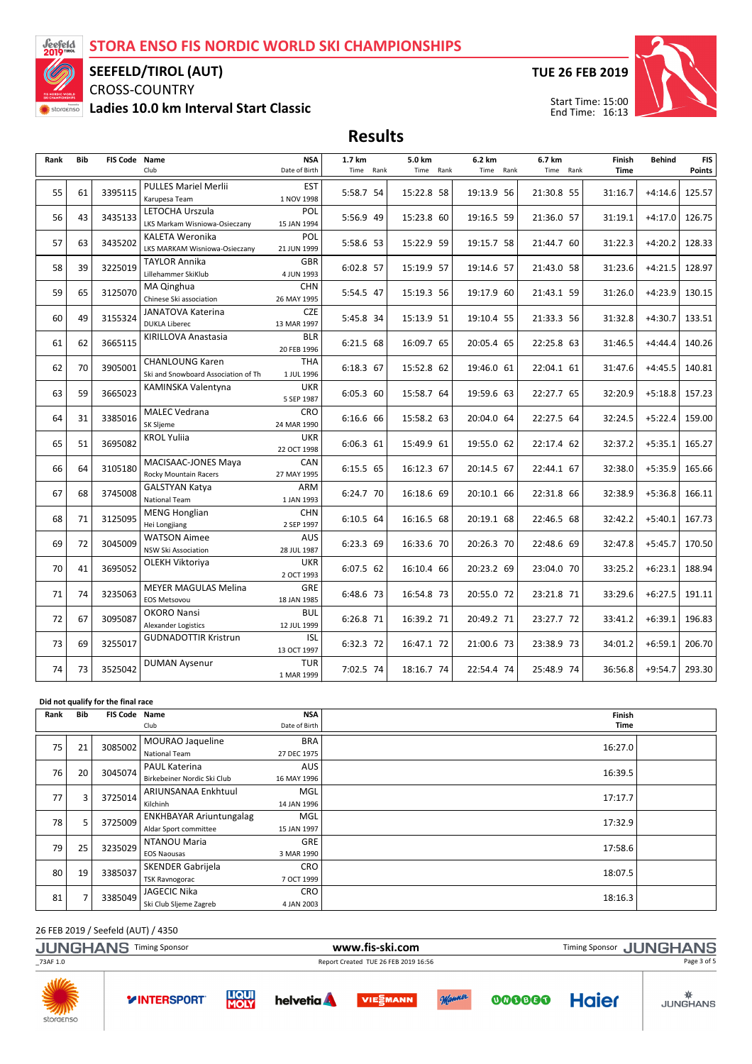# STORA ENSO FIS NORDIC WORLD SKI CHAMPIONSHIPS

## SEEFELD/TIROL (AUT)

CROSS-COUNTRY

**Ladies 10.0 km Interval Start Classic**

**TUE 26 FEB 2019**

Start Time: 15:00
End Time: 16:13

# Results

| Rank | Bib | FIS Code | Name / Club | NSA / Date of Birth | 1.7 km Time | Rank | 5.0 km Time | Rank | 6.2 km Time | Rank | 6.7 km Time | Rank | Finish Time | Behind | FIS Points |
|---|---|---|---|---|---|---|---|---|---|---|---|---|---|---|---|
| 55 | 61 | 3395115 | PULLES Mariel Merlii / Karupesa Team | EST / 1 NOV 1998 | 5:58.7 | 54 | 15:22.8 | 58 | 19:13.9 | 56 | 21:30.8 | 55 | 31:16.7 | +4:14.6 | 125.57 |
| 56 | 43 | 3435133 | LETOCHA Urszula / LKS Markam Wisniowa-Osieczany | POL / 15 JAN 1994 | 5:56.9 | 49 | 15:23.8 | 60 | 19:16.5 | 59 | 21:36.0 | 57 | 31:19.1 | +4:17.0 | 126.75 |
| 57 | 63 | 3435202 | KALETA Weronika / LKS MARKAM Wisniowa-Osieczany | POL / 21 JUN 1999 | 5:58.6 | 53 | 15:22.9 | 59 | 19:15.7 | 58 | 21:44.7 | 60 | 31:22.3 | +4:20.2 | 128.33 |
| 58 | 39 | 3225019 | TAYLOR Annika / Lillehammer SkiKlub | GBR / 4 JUN 1993 | 6:02.8 | 57 | 15:19.9 | 57 | 19:14.6 | 57 | 21:43.0 | 58 | 31:23.6 | +4:21.5 | 128.97 |
| 59 | 65 | 3125070 | MA Qinghua / Chinese Ski association | CHN / 26 MAY 1995 | 5:54.5 | 47 | 15:19.3 | 56 | 19:17.9 | 60 | 21:43.1 | 59 | 31:26.0 | +4:23.9 | 130.15 |
| 60 | 49 | 3155324 | JANATOVA Katerina / DUKLA Liberec | CZE / 13 MAR 1997 | 5:45.8 | 34 | 15:13.9 | 51 | 19:10.4 | 55 | 21:33.3 | 56 | 31:32.8 | +4:30.7 | 133.51 |
| 61 | 62 | 3665115 | KIRILLOVA Anastasia | BLR / 20 FEB 1996 | 6:21.5 | 68 | 16:09.7 | 65 | 20:05.4 | 65 | 22:25.8 | 63 | 31:46.5 | +4:44.4 | 140.26 |
| 62 | 70 | 3905001 | CHANLOUNG Karen / Ski and Snowboard Association of Th | THA / 1 JUL 1996 | 6:18.3 | 67 | 15:52.8 | 62 | 19:46.0 | 61 | 22:04.1 | 61 | 31:47.6 | +4:45.5 | 140.81 |
| 63 | 59 | 3665023 | KAMINSKA Valentyna | UKR / 5 SEP 1987 | 6:05.3 | 60 | 15:58.7 | 64 | 19:59.6 | 63 | 22:27.7 | 65 | 32:20.9 | +5:18.8 | 157.23 |
| 64 | 31 | 3385016 | MALEC Vedrana / SK Sljeme | CRO / 24 MAR 1990 | 6:16.6 | 66 | 15:58.2 | 63 | 20:04.0 | 64 | 22:27.5 | 64 | 32:24.5 | +5:22.4 | 159.00 |
| 65 | 51 | 3695082 | KROL Yuliia | UKR / 22 OCT 1998 | 6:06.3 | 61 | 15:49.9 | 61 | 19:55.0 | 62 | 22:17.4 | 62 | 32:37.2 | +5:35.1 | 165.27 |
| 66 | 64 | 3105180 | MACISAAC-JONES Maya / Rocky Mountain Racers | CAN / 27 MAY 1995 | 6:15.5 | 65 | 16:12.3 | 67 | 20:14.5 | 67 | 22:44.1 | 67 | 32:38.0 | +5:35.9 | 165.66 |
| 67 | 68 | 3745008 | GALSTYAN Katya / National Team | ARM / 1 JAN 1993 | 6:24.7 | 70 | 16:18.6 | 69 | 20:10.1 | 66 | 22:31.8 | 66 | 32:38.9 | +5:36.8 | 166.11 |
| 68 | 71 | 3125095 | MENG Honglian / Hei Longjiang | CHN / 2 SEP 1997 | 6:10.5 | 64 | 16:16.5 | 68 | 20:19.1 | 68 | 22:46.5 | 68 | 32:42.2 | +5:40.1 | 167.73 |
| 69 | 72 | 3045009 | WATSON Aimee / NSW Ski Association | AUS / 28 JUL 1987 | 6:23.3 | 69 | 16:33.6 | 70 | 20:26.3 | 70 | 22:48.6 | 69 | 32:47.8 | +5:45.7 | 170.50 |
| 70 | 41 | 3695052 | OLEKH Viktoriya | UKR / 2 OCT 1993 | 6:07.5 | 62 | 16:10.4 | 66 | 20:23.2 | 69 | 23:04.0 | 70 | 33:25.2 | +6:23.1 | 188.94 |
| 71 | 74 | 3235063 | MEYER MAGULAS Melina / EOS Metsovou | GRE / 18 JAN 1985 | 6:48.6 | 73 | 16:54.8 | 73 | 20:55.0 | 72 | 23:21.8 | 71 | 33:29.6 | +6:27.5 | 191.11 |
| 72 | 67 | 3095087 | OKORO Nansi / Alexander Logistics | BUL / 12 JUL 1999 | 6:26.8 | 71 | 16:39.2 | 71 | 20:49.2 | 71 | 23:27.7 | 72 | 33:41.2 | +6:39.1 | 196.83 |
| 73 | 69 | 3255017 | GUDNADOTTIR Kristrun | ISL / 13 OCT 1997 | 6:32.3 | 72 | 16:47.1 | 72 | 21:00.6 | 73 | 23:38.9 | 73 | 34:01.2 | +6:59.1 | 206.70 |
| 74 | 73 | 3525042 | DUMAN Aysenur | TUR / 1 MAR 1999 | 7:02.5 | 74 | 18:16.7 | 74 | 22:54.4 | 74 | 25:48.9 | 74 | 36:56.8 | +9:54.7 | 293.30 |

**Did not qualify for the final race**

| Rank | Bib | FIS Code | Name / Club | NSA / Date of Birth | Finish Time |
|---|---|---|---|---|---|
| 75 | 21 | 3085002 | MOURAO Jaqueline / National Team | BRA / 27 DEC 1975 | 16:27.0 |
| 76 | 20 | 3045074 | PAUL Katerina / Birkebeiner Nordic Ski Club | AUS / 16 MAY 1996 | 16:39.5 |
| 77 | 3 | 3725014 | ARIUNSANAA Enkhtuul / Kilchinh | MGL / 14 JAN 1996 | 17:17.7 |
| 78 | 5 | 3725009 | ENKHBAYAR Ariuntungalag / Aldar Sport committee | MGL / 15 JAN 1997 | 17:32.9 |
| 79 | 25 | 3235029 | NTANOU Maria / EOS Naousas | GRE / 3 MAR 1990 | 17:58.6 |
| 80 | 19 | 3385037 | SKENDER Gabrijela / TSK Ravnogorac | CRO / 7 OCT 1999 | 18:07.5 |
| 81 | 7 | 3385049 | JAGECIC Nika / Ski Club Sljeme Zagreb | CRO / 4 JAN 2003 | 18:16.3 |

26 FEB 2019 / Seefeld (AUT) / 4350

Report Created TUE 26 FEB 2019 16:56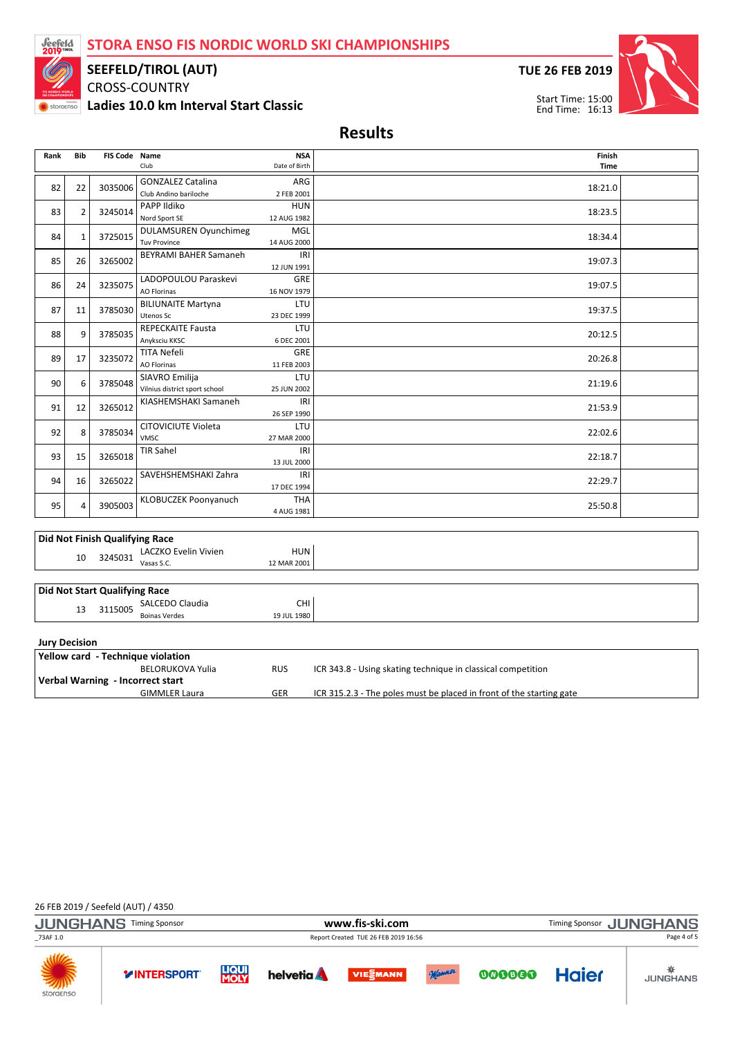# STORA ENSO FIS NORDIC WORLD SKI CHAMPIONSHIPS

## SEEFELD/TIROL (AUT)

CROSS-COUNTRY

**Ladies 10.0 km Interval Start Classic**

**TUE 26 FEB 2019**

Start Time: 15:00
End Time: 16:13

## Results

| Rank | Bib | FIS Code | Name / Club | NSA / Date of Birth | Finish Time |
|---|---|---|---|---|---|
| 82 | 22 | 3035006 | GONZALEZ Catalina / Club Andino bariloche | ARG / 2 FEB 2001 | 18:21.0 |
| 83 | 2 | 3245014 | PAPP Ildiko / Nord Sport SE | HUN / 12 AUG 1982 | 18:23.5 |
| 84 | 1 | 3725015 | DULAMSUREN Oyunchimeg / Tuv Province | MGL / 14 AUG 2000 | 18:34.4 |
| 85 | 26 | 3265002 | BEYRAMI BAHER Samaneh | IRI / 12 JUN 1991 | 19:07.3 |
| 86 | 24 | 3235075 | LADOPOULOU Paraskevi / AO Florinas | GRE / 16 NOV 1979 | 19:07.5 |
| 87 | 11 | 3785030 | BILIUNAITE Martyna / Utenos Sc | LTU / 23 DEC 1999 | 19:37.5 |
| 88 | 9 | 3785035 | REPECKAITE Fausta / Anyksciu KKSC | LTU / 6 DEC 2001 | 20:12.5 |
| 89 | 17 | 3235072 | TITA Nefeli / AO Florinas | GRE / 11 FEB 2003 | 20:26.8 |
| 90 | 6 | 3785048 | SIAVRO Emilija / Vilnius district sport school | LTU / 25 JUN 2002 | 21:19.6 |
| 91 | 12 | 3265012 | KIASHEMSHAKI Samaneh | IRI / 26 SEP 1990 | 21:53.9 |
| 92 | 8 | 3785034 | CITOVICIUTE Violeta / VMSC | LTU / 27 MAR 2000 | 22:02.6 |
| 93 | 15 | 3265018 | TIR Sahel | IRI / 13 JUL 2000 | 22:18.7 |
| 94 | 16 | 3265022 | SAVEHSHEMSHAKI Zahra | IRI / 17 DEC 1994 | 22:29.7 |
| 95 | 4 | 3905003 | KLOBUCZEK Poonyanuch | THA / 4 AUG 1981 | 25:50.8 |

**Did Not Finish Qualifying Race**

| Bib | FIS Code | Name / Club | NSA / Date of Birth |
|---|---|---|---|
| 10 | 3245031 | LACZKO Evelin Vivien / Vasas S.C. | HUN / 12 MAR 2001 |

**Did Not Start Qualifying Race**

| Bib | FIS Code | Name / Club | NSA / Date of Birth |
|---|---|---|---|
| 13 | 3115005 | SALCEDO Claudia / Boinas Verdes | CHI / 19 JUL 1980 |

**Jury Decision**

| Decision | Name | NSA | Reason |
|---|---|---|---|
| **Yellow card - Technique violation** | | | |
| | BELORUKOVA Yulia | RUS | ICR 343.8 - Using skating technique in classical competition |
| **Verbal Warning - Incorrect start** | | | |
| | GIMMLER Laura | GER | ICR 315.2.3 - The poles must be placed in front of the starting gate |

26 FEB 2019 / Seefeld (AUT) / 4350

_73AF 1.0 Report Created TUE 26 FEB 2019 16:56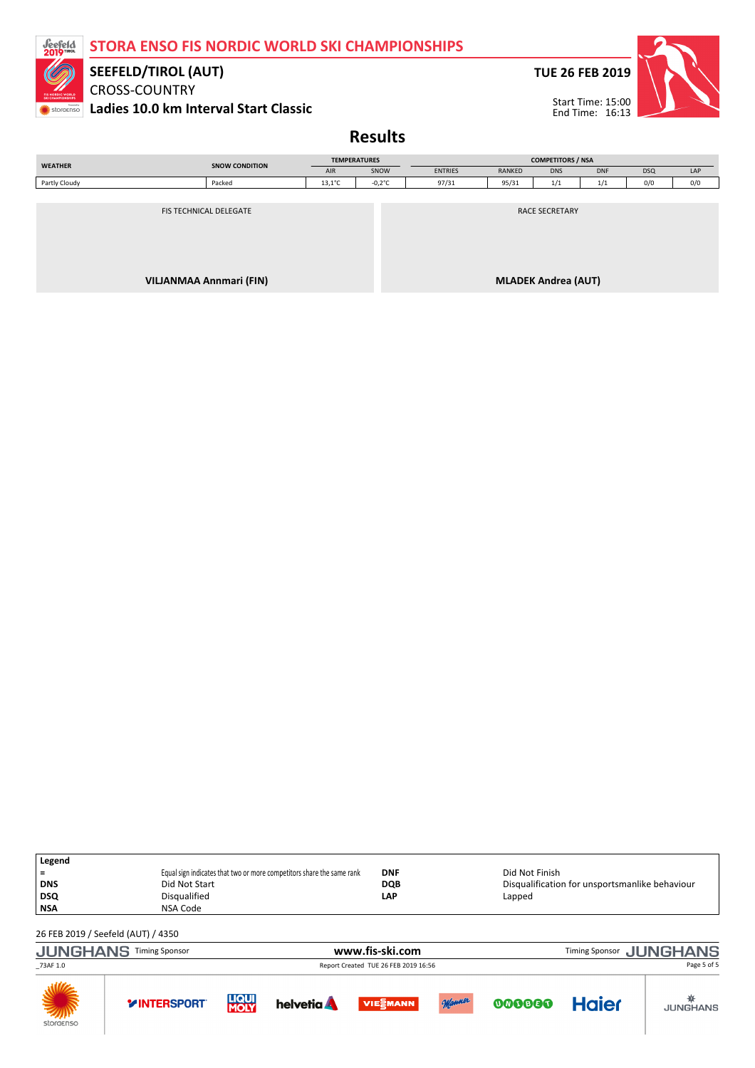# STORA ENSO FIS NORDIC WORLD SKI CHAMPIONSHIPS

## SEEFELD/TIROL (AUT)

CROSS-COUNTRY

**Ladies 10.0 km Interval Start Classic**

**TUE 26 FEB 2019**

Start Time: 15:00
End Time: 16:13

## Results

| WEATHER | SNOW CONDITION | TEMPERATURES | | COMPETITORS / NSA | | | | | |
|---|---|---|---|---|---|---|---|---|---|
| | | AIR | SNOW | ENTRIES | RANKED | DNS | DNF | DSQ | LAP |
| Partly Cloudy | Packed | 13,1°C | -0,2°C | 97/31 | 95/31 | 1/1 | 1/1 | 0/0 | 0/0 |

| FIS TECHNICAL DELEGATE | RACE SECRETARY |
|---|---|
| **VILJANMAA Annmari (FIN)** | **MLADEK Andrea (AUT)** |

| Legend | | | |
|---|---|---|---|
| = | Equal sign indicates that two or more competitors share the same rank | DNF | Did Not Finish |
| DNS | Did Not Start | DQB | Disqualification for unsportsmanlike behaviour |
| DSQ | Disqualified | LAP | Lapped |
| NSA | NSA Code | | |

26 FEB 2019 / Seefeld (AUT) / 4350

_73AF 1.0

Report Created TUE 26 FEB 2019 16:56